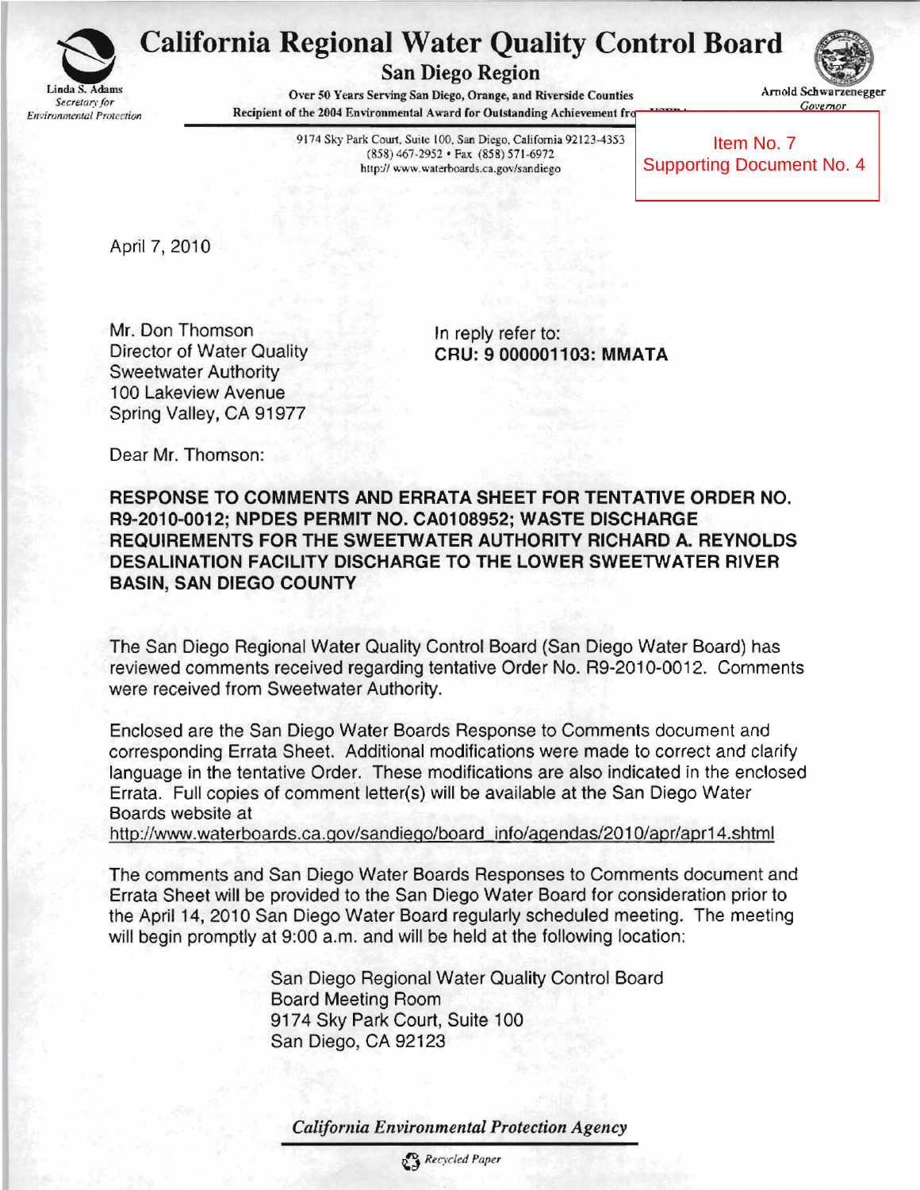# California Regional Water Quality Control Board

## San Diego Region

Linda S. Adams
*Secretary for Environmental Protection*

Over 50 Years Serving San Diego, Orange, and Riverside Counties
Recipient of the 2004 Environmental Award for Outstanding Achievement fro

Arnold Schwarzenegger
*Governor*

9174 Sky Park Court, Suite 100, San Diego, California 92123-4353
(858) 467-2952 • Fax (858) 571-6972
http:// www.waterboards.ca.gov/sandiego

Item No. 7
Supporting Document No. 4

April 7, 2010

Mr. Don Thomson
Director of Water Quality
Sweetwater Authority
100 Lakeview Avenue
Spring Valley, CA 91977

In reply refer to:
**CRU: 9 000001103: MMATA**

Dear Mr. Thomson:

**RESPONSE TO COMMENTS AND ERRATA SHEET FOR TENTATIVE ORDER NO. R9-2010-0012; NPDES PERMIT NO. CA0108952; WASTE DISCHARGE REQUIREMENTS FOR THE SWEETWATER AUTHORITY RICHARD A. REYNOLDS DESALINATION FACILITY DISCHARGE TO THE LOWER SWEETWATER RIVER BASIN, SAN DIEGO COUNTY**

The San Diego Regional Water Quality Control Board (San Diego Water Board) has reviewed comments received regarding tentative Order No. R9-2010-0012. Comments were received from Sweetwater Authority.

Enclosed are the San Diego Water Boards Response to Comments document and corresponding Errata Sheet. Additional modifications were made to correct and clarify language in the tentative Order. These modifications are also indicated in the enclosed Errata. Full copies of comment letter(s) will be available at the San Diego Water Boards website at
http://www.waterboards.ca.gov/sandiego/board_info/agendas/2010/apr/apr14.shtml

The comments and San Diego Water Boards Responses to Comments document and Errata Sheet will be provided to the San Diego Water Board for consideration prior to the April 14, 2010 San Diego Water Board regularly scheduled meeting. The meeting will begin promptly at 9:00 a.m. and will be held at the following location:

San Diego Regional Water Quality Control Board
Board Meeting Room
9174 Sky Park Court, Suite 100
San Diego, CA 92123

*California Environmental Protection Agency*

*Recycled Paper*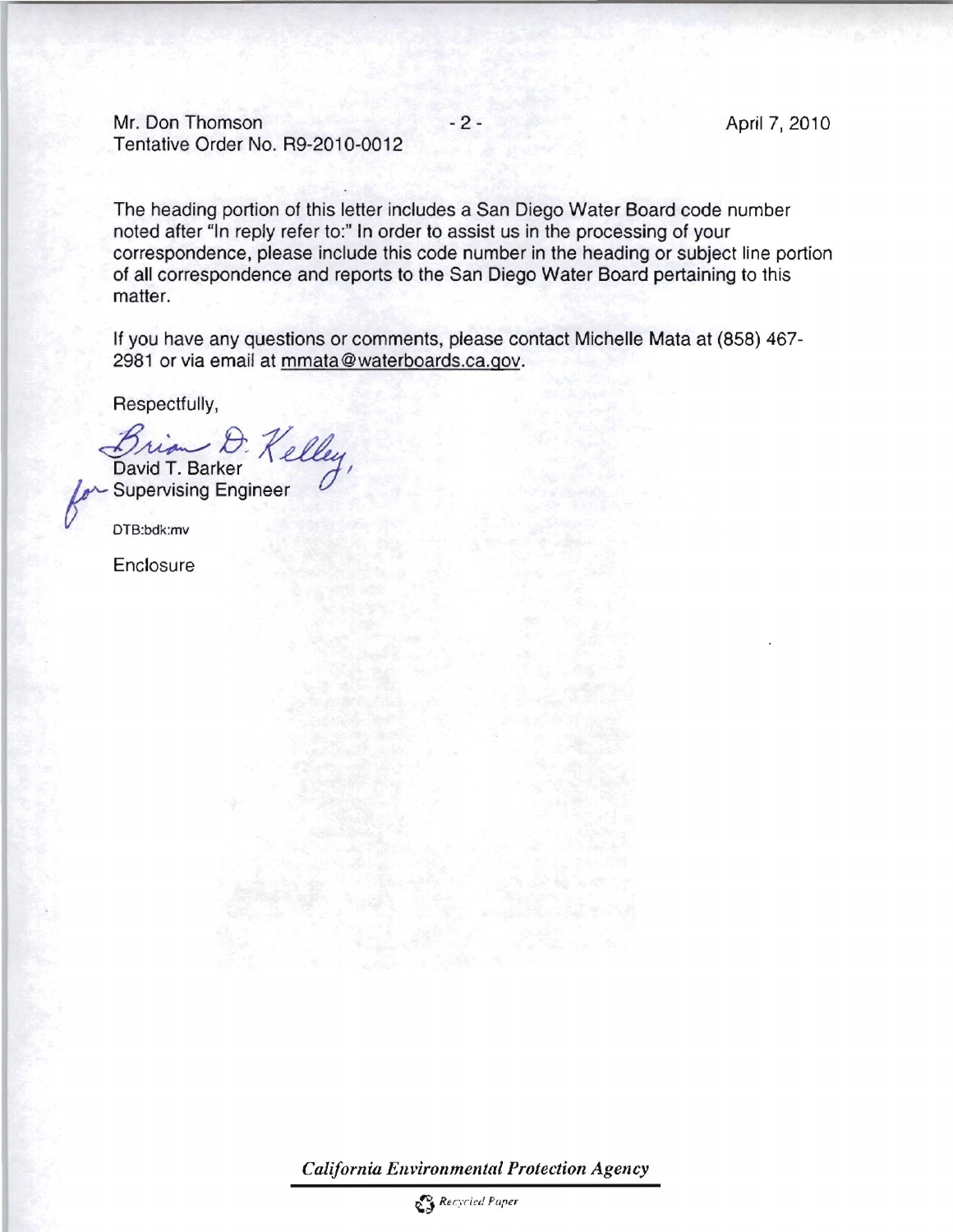The heading portion of this letter includes a San Diego Water Board code number noted after "In reply refer to:" In order to assist us in the processing of your correspondence, please include this code number in the heading or subject line portion of all correspondence and reports to the San Diego Water Board pertaining to this matter.

If you have any questions or comments, please contact Michelle Mata at (858) 467-2981 or via email at mmata@waterboards.ca.gov.

Respectfully,

Brian D. Kelley,
for David T. Barker
Supervising Engineer

DTB:bdk:mv

Enclosure